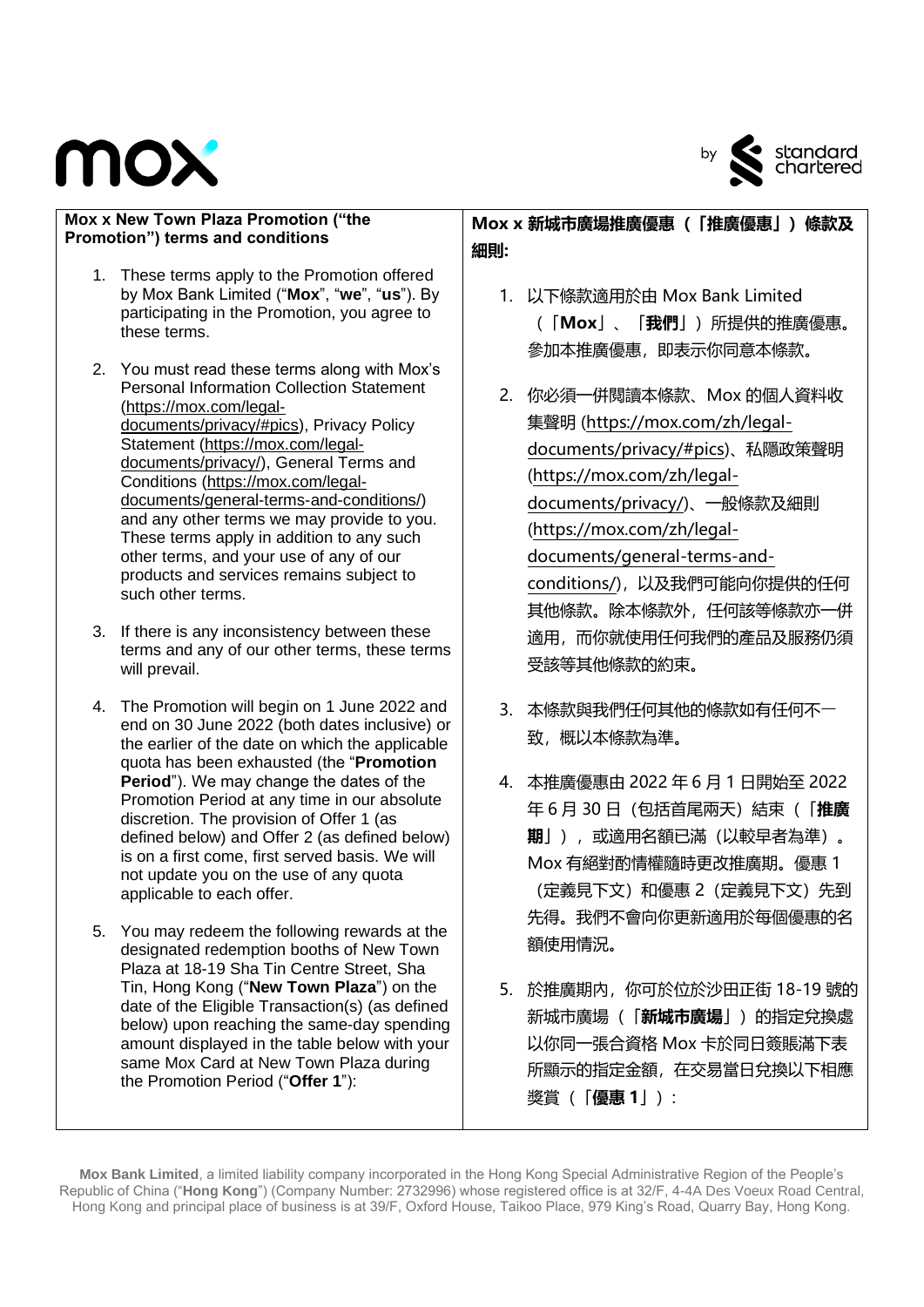**Mox x New Town Plaza Promotion ("the Promotion") terms and conditions**

1. These terms apply to the Promotion offered by Mox Bank Limited ("**Mox**", "**we**", "**us**"). By participating in the Promotion, you agree to these terms.

2. You must read these terms along with Mox's Personal Information Collection Statement (https://mox.com/legal-documents/privacy/#pics), Privacy Policy Statement (https://mox.com/legal-documents/privacy/), General Terms and Conditions (https://mox.com/legal-documents/general-terms-and-conditions/) and any other terms we may provide to you. These terms apply in addition to any such other terms, and your use of any of our products and services remains subject to such other terms.

3. If there is any inconsistency between these terms and any of our other terms, these terms will prevail.

4. The Promotion will begin on 1 June 2022 and end on 30 June 2022 (both dates inclusive) or the earlier of the date on which the applicable quota has been exhausted (the "**Promotion Period**"). We may change the dates of the Promotion Period at any time in our absolute discretion. The provision of Offer 1 (as defined below) and Offer 2 (as defined below) is on a first come, first served basis. We will not update you on the use of any quota applicable to each offer.

5. You may redeem the following rewards at the designated redemption booths of New Town Plaza at 18-19 Sha Tin Centre Street, Sha Tin, Hong Kong ("**New Town Plaza**") on the date of the Eligible Transaction(s) (as defined below) upon reaching the same-day spending amount displayed in the table below with your same Mox Card at New Town Plaza during the Promotion Period ("**Offer 1**"):

**Mox x 新城市廣場推廣優惠（「推廣優惠」）條款及細則:**

1. 以下條款適用於由 Mox Bank Limited（「**Mox**」、「**我們**」）所提供的推廣優惠。參加本推廣優惠，即表示你同意本條款。

2. 你必須一併閱讀本條款、Mox 的個人資料收集聲明 (https://mox.com/zh/legal-documents/privacy/#pics)、私隱政策聲明 (https://mox.com/zh/legal-documents/privacy/)、一般條款及細則 (https://mox.com/zh/legal-documents/general-terms-and-conditions/)，以及我們可能向你提供的任何其他條款。除本條款外，任何該等條款亦一併適用，而你就使用任何我們的產品及服務仍須受該等其他條款的約束。

3. 本條款與我們任何其他的條款如有任何不一致，概以本條款為準。

4. 本推廣優惠由 2022 年 6 月 1 日開始至 2022 年 6 月 30 日（包括首尾兩天）結束（「**推廣期**」），或適用名額已滿（以較早者為準）。Mox 有絕對酌情權隨時更改推廣期。優惠 1（定義見下文）和優惠 2（定義見下文）先到先得。我們不會向你更新適用於每個優惠的名額使用情況。

5. 於推廣期內，你可於位於沙田正街 18-19 號的新城市廣場（「**新城市廣場**」）的指定兌換處以你同一張合資格 Mox 卡於同日簽賬滿下表所顯示的指定金額，在交易當日兌換以下相應獎賞（「**優惠 1**」）：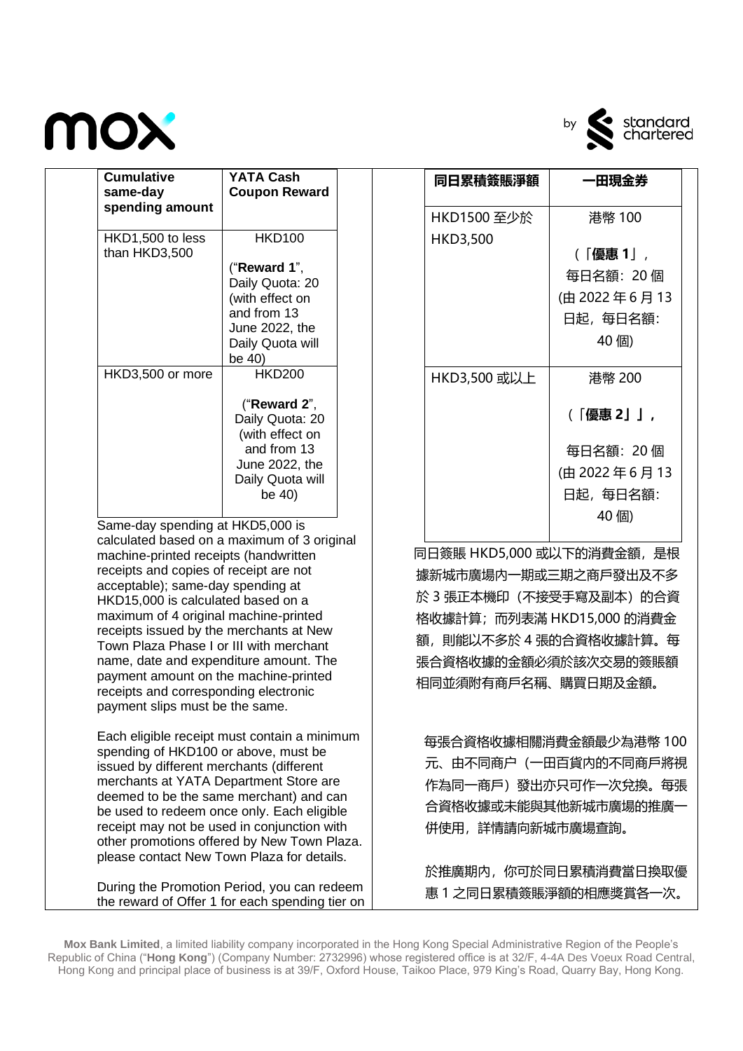| Cumulative same-day spending amount | YATA Cash Coupon Reward |
|---|---|
| HKD1,500 to less than HKD3,500 | HKD100 ("**Reward 1**", Daily Quota: 20 (with effect on and from 13 June 2022, the Daily Quota will be 40) |
| HKD3,500 or more | HKD200 ("**Reward 2**", Daily Quota: 20 (with effect on and from 13 June 2022, the Daily Quota will be 40) |

Same-day spending at HKD5,000 is calculated based on a maximum of 3 original machine-printed receipts (handwritten receipts and copies of receipt are not acceptable); same-day spending at HKD15,000 is calculated based on a maximum of 4 original machine-printed receipts issued by the merchants at New Town Plaza Phase I or III with merchant name, date and expenditure amount. The payment amount on the machine-printed receipts and corresponding electronic payment slips must be the same.

Each eligible receipt must contain a minimum spending of HKD100 or above, must be issued by different merchants (different merchants at YATA Department Store are deemed to be the same merchant) and can be used to redeem once only. Each eligible receipt may not be used in conjunction with other promotions offered by New Town Plaza. please contact New Town Plaza for details.

During the Promotion Period, you can redeem the reward of Offer 1 for each spending tier on

| 同日累積簽賬淨額 | 一田現金券 |
|---|---|
| HKD1500 至少於 HKD3,500 | 港幣 100 （「**優惠 1**」，每日名額：20 個 (由 2022 年 6 月 13 日起，每日名額：40 個) |
| HKD3,500 或以上 | 港幣 200 （「**優惠 2**」」，每日名額：20 個 (由 2022 年 6 月 13 日起，每日名額：40 個) |

同日簽賬 HKD5,000 或以下的消費金額，是根據新城市廣場內一期或三期之商戶發出及不多於 3 張正本機印（不接受手寫及副本）的合資格收據計算；而列表滿 HKD15,000 的消費金額，則能以不多於 4 張的合資格收據計算。每張合資格收據的金額必須於該次交易的簽賬額相同並須附有商戶名稱、購買日期及金額。

每張合資格收據相關消費金額最少為港幣 100 元、由不同商户（一田百貨內的不同商戶將視作為同一商戶）發出亦只可作一次兌換。每張合資格收據或未能與其他新城市廣場的推廣一併使用，詳情請向新城市廣場查詢。

於推廣期內，你可於同日累積消費當日換取優惠 1 之同日累積簽賬淨額的相應獎賞各一次。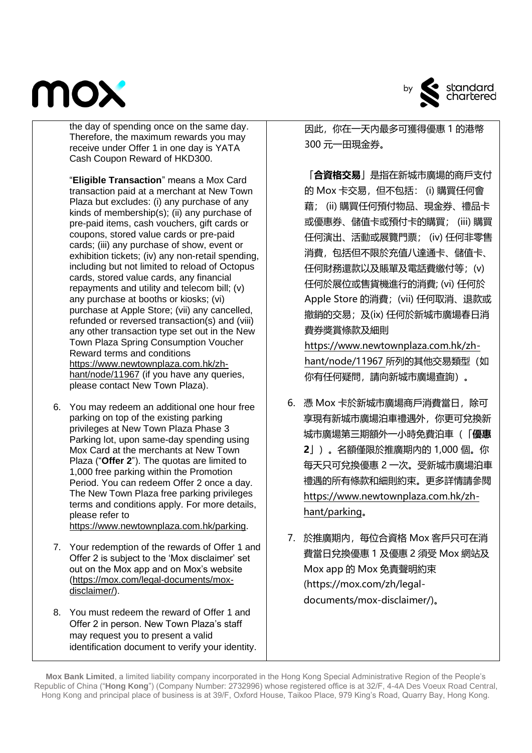the day of spending once on the same day. Therefore, the maximum rewards you may receive under Offer 1 in one day is YATA Cash Coupon Reward of HKD300.

"**Eligible Transaction**" means a Mox Card transaction paid at a merchant at New Town Plaza but excludes: (i) any purchase of any kinds of membership(s); (ii) any purchase of pre-paid items, cash vouchers, gift cards or coupons, stored value cards or pre-paid cards; (iii) any purchase of show, event or exhibition tickets; (iv) any non-retail spending, including but not limited to reload of Octopus cards, stored value cards, any financial repayments and utility and telecom bill; (v) any purchase at booths or kiosks; (vi) purchase at Apple Store; (vii) any cancelled, refunded or reversed transaction(s) and (viii) any other transaction type set out in the New Town Plaza Spring Consumption Voucher Reward terms and conditions https://www.newtownplaza.com.hk/zh-hant/node/11967 (if you have any queries, please contact New Town Plaza).

6. You may redeem an additional one hour free parking on top of the existing parking privileges at New Town Plaza Phase 3 Parking lot, upon same-day spending using Mox Card at the merchants at New Town Plaza ("**Offer 2**"). The quotas are limited to 1,000 free parking within the Promotion Period. You can redeem Offer 2 once a day. The New Town Plaza free parking privileges terms and conditions apply. For more details, please refer to https://www.newtownplaza.com.hk/parking.

7. Your redemption of the rewards of Offer 1 and Offer 2 is subject to the 'Mox disclaimer' set out on the Mox app and on Mox's website (https://mox.com/legal-documents/mox-disclaimer/).

8. You must redeem the reward of Offer 1 and Offer 2 in person. New Town Plaza's staff may request you to present a valid identification document to verify your identity.

因此，你在一天內最多可獲得優惠 1 的港幣 300 元一田現金券。

「**合資格交易**」是指在新城市廣場的商戶支付的 Mox 卡交易，但不包括： (i) 購買任何會藉； (ii) 購買任何預付物品、現金券、禮品卡或優惠券、儲值卡或預付卡的購買； (iii) 購買任何演出、活動或展覽門票； (iv) 任何非零售消費，包括但不限於充值八達通卡、儲值卡、任何財務還款以及賬單及電話費繳付等；(v) 任何於展位或售貨機進行的消費; (vi) 任何於 Apple Store 的消費；(vii) 任何取消、退款或撤銷的交易；及(ix) 任何於新城市廣場春日消費券獎賞條款及細則 https://www.newtownplaza.com.hk/zh-hant/node/11967 所列的其他交易類型（如你有任何疑問，請向新城市廣場查詢）。

6. 憑 Mox 卡於新城市廣場商戶消費當日，除可享現有新城市廣場泊車禮遇外，你更可兌換新城市廣場第三期額外一小時免費泊車（「**優惠 2**」）。名額僅限於推廣期內的 1,000 個。你每天只可兌換優惠 2 一次。受新城市廣場泊車禮遇的所有條款和細則約束。更多詳情請參閱 https://www.newtownplaza.com.hk/zh-hant/parking。

7. 於推廣期內，每位合資格 Mox 客戶只可在消費當日兌換優惠 1 及優惠 2 須受 Mox 網站及 Mox app 的 Mox 免責聲明約束 (https://mox.com/zh/legal-documents/mox-disclaimer/)。

**Mox Bank Limited**, a limited liability company incorporated in the Hong Kong Special Administrative Region of the People's Republic of China ("**Hong Kong**") (Company Number: 2732996) whose registered office is at 32/F, 4-4A Des Voeux Road Central, Hong Kong and principal place of business is at 39/F, Oxford House, Taikoo Place, 979 King's Road, Quarry Bay, Hong Kong.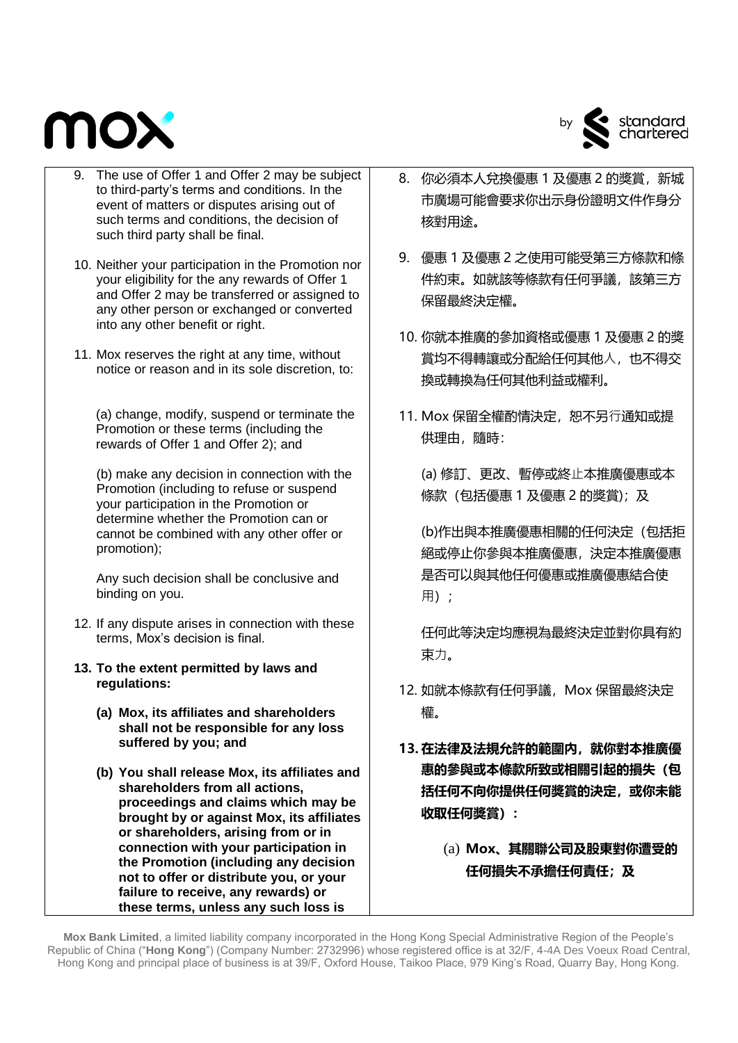9. The use of Offer 1 and Offer 2 may be subject to third-party's terms and conditions. In the event of matters or disputes arising out of such terms and conditions, the decision of such third party shall be final.

10. Neither your participation in the Promotion nor your eligibility for the any rewards of Offer 1 and Offer 2 may be transferred or assigned to any other person or exchanged or converted into any other benefit or right.

11. Mox reserves the right at any time, without notice or reason and in its sole discretion, to:

    (a) change, modify, suspend or terminate the Promotion or these terms (including the rewards of Offer 1 and Offer 2); and

    (b) make any decision in connection with the Promotion (including to refuse or suspend your participation in the Promotion or determine whether the Promotion can or cannot be combined with any other offer or promotion);

    Any such decision shall be conclusive and binding on you.

12. If any dispute arises in connection with these terms, Mox's decision is final.

**13. To the extent permitted by laws and regulations:**

**(a) Mox, its affiliates and shareholders shall not be responsible for any loss suffered by you; and**

**(b) You shall release Mox, its affiliates and shareholders from all actions, proceedings and claims which may be brought by or against Mox, its affiliates or shareholders, arising from or in connection with your participation in the Promotion (including any decision not to offer or distribute you, or your failure to receive, any rewards) or these terms, unless any such loss is**

8. 你必須本人兌換優惠 1 及優惠 2 的獎賞，新城市廣場可能會要求你出示身份證明文件作身分核對用途。

9. 優惠 1 及優惠 2 之使用可能受第三方條款和條件約束。如就該等條款有任何爭議，該第三方保留最終決定權。

10. 你就本推廣的參加資格或優惠 1 及優惠 2 的獎賞均不得轉讓或分配給任何其他人，也不得交換或轉換為任何其他利益或權利。

11. Mox 保留全權酌情決定，恕不另行通知或提供理由，隨時：

    (a) 修訂、更改、暫停或終止本推廣優惠或本條款（包括優惠 1 及優惠 2 的獎賞）；及

    (b)作出與本推廣優惠相關的任何決定（包括拒絕或停止你參與本推廣優惠，決定本推廣優惠是否可以與其他任何優惠或推廣優惠結合使用）；

    任何此等決定均應視為最終決定並對你具有約束力。

12. 如就本條款有任何爭議，Mox 保留最終決定權。

**13. 在法律及法規允許的範圍內，就你對本推廣優惠的參與或本條款所致或相關引起的損失（包括任何不向你提供任何獎賞的決定，或你未能收取任何獎賞）：**

**(a) Mox、其關聯公司及股東對你遭受的任何損失不承擔任何責任；及**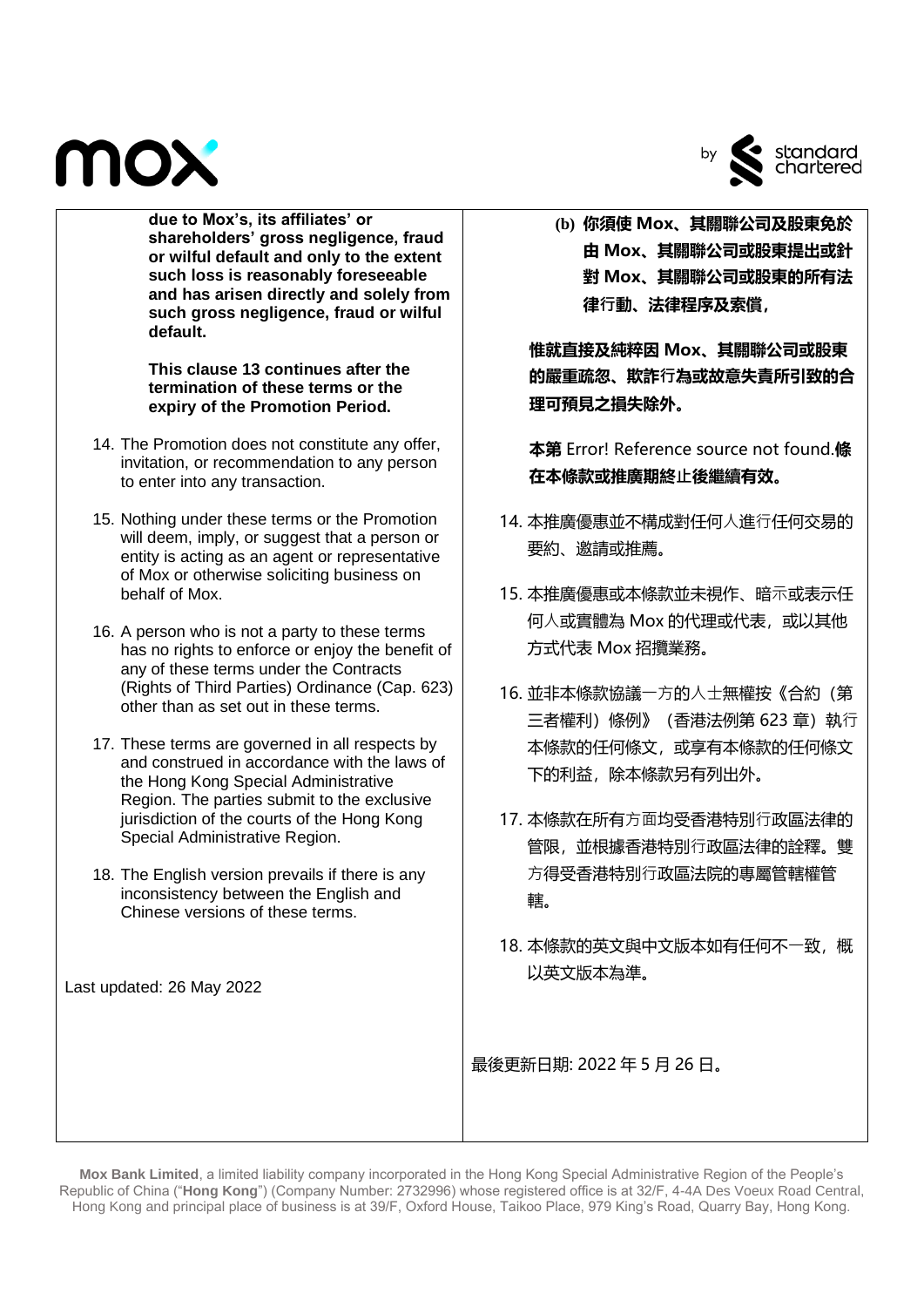**due to Mox's, its affiliates' or shareholders' gross negligence, fraud or wilful default and only to the extent such loss is reasonably foreseeable and has arisen directly and solely from such gross negligence, fraud or wilful default.**

**This clause 13 continues after the termination of these terms or the expiry of the Promotion Period.**

14. The Promotion does not constitute any offer, invitation, or recommendation to any person to enter into any transaction.

15. Nothing under these terms or the Promotion will deem, imply, or suggest that a person or entity is acting as an agent or representative of Mox or otherwise soliciting business on behalf of Mox.

16. A person who is not a party to these terms has no rights to enforce or enjoy the benefit of any of these terms under the Contracts (Rights of Third Parties) Ordinance (Cap. 623) other than as set out in these terms.

17. These terms are governed in all respects by and construed in accordance with the laws of the Hong Kong Special Administrative Region. The parties submit to the exclusive jurisdiction of the courts of the Hong Kong Special Administrative Region.

18. The English version prevails if there is any inconsistency between the English and Chinese versions of these terms.

Last updated: 26 May 2022

**(b) 你須使 Mox、其關聯公司及股東免於由 Mox、其關聯公司或股東提出或針對 Mox、其關聯公司或股東的所有法律行動、法律程序及索償，**

**惟就直接及純粹因 Mox、其關聯公司或股東的嚴重疏忽、欺詐行為或故意失責所引致的合理可預見之損失除外。**

**本第** Error! Reference source not found.**條在本條款或推廣期終止後繼續有效。**

14. 本推廣優惠並不構成對任何人進行任何交易的要約、邀請或推薦。

15. 本推廣優惠或本條款並未視作、暗示或表示任何人或實體為 Mox 的代理或代表，或以其他方式代表 Mox 招攬業務。

16. 並非本條款協議一方的人士無權按《合約（第三者權利）條例》（香港法例第 623 章）執行本條款的任何條文，或享有本條款的任何條文下的利益，除本條款另有列出外。

17. 本條款在所有方面均受香港特別行政區法律的管限，並根據香港特別行政區法律的詮釋。雙方得受香港特別行政區法院的專屬管轄權管轄。

18. 本條款的英文與中文版本如有任何不一致，概以英文版本為準。

最後更新日期: 2022 年 5 月 26 日。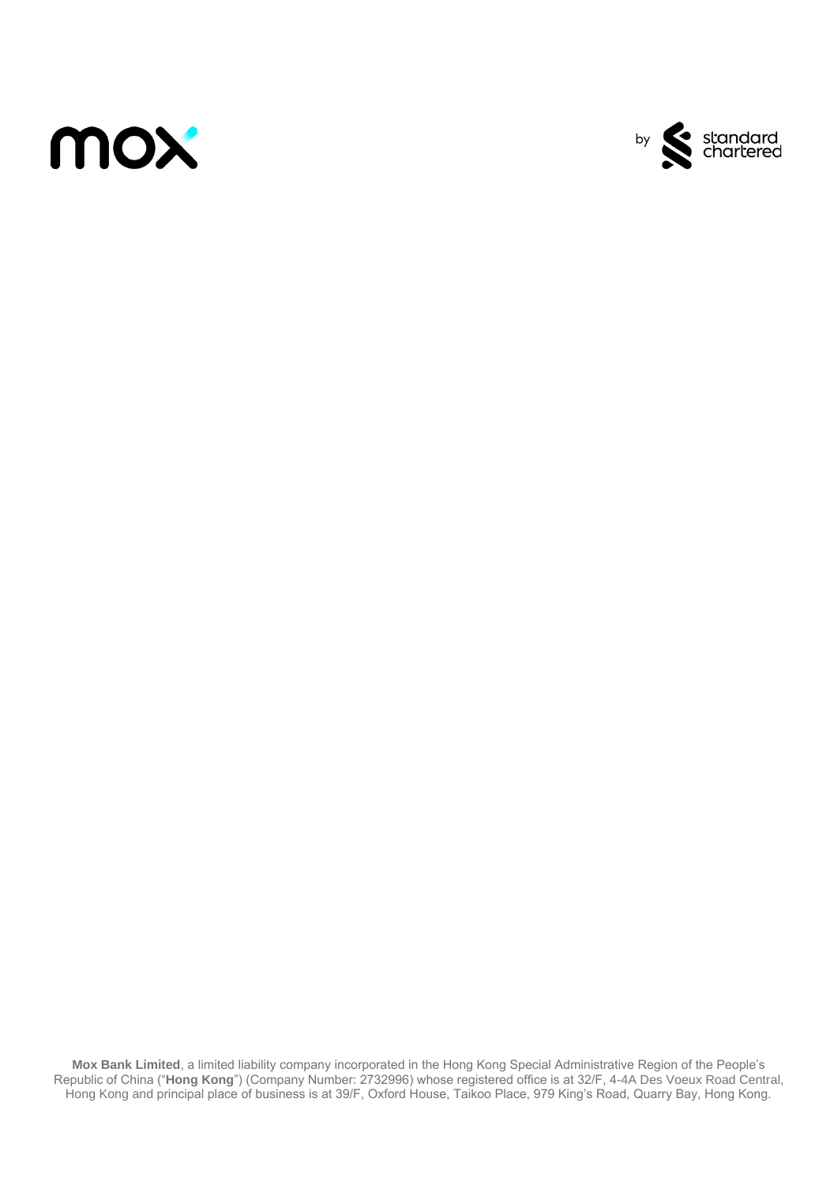**Mox Bank Limited**, a limited liability company incorporated in the Hong Kong Special Administrative Region of the People's Republic of China ("**Hong Kong**") (Company Number: 2732996) whose registered office is at 32/F, 4-4A Des Voeux Road Central, Hong Kong and principal place of business is at 39/F, Oxford House, Taikoo Place, 979 King's Road, Quarry Bay, Hong Kong.